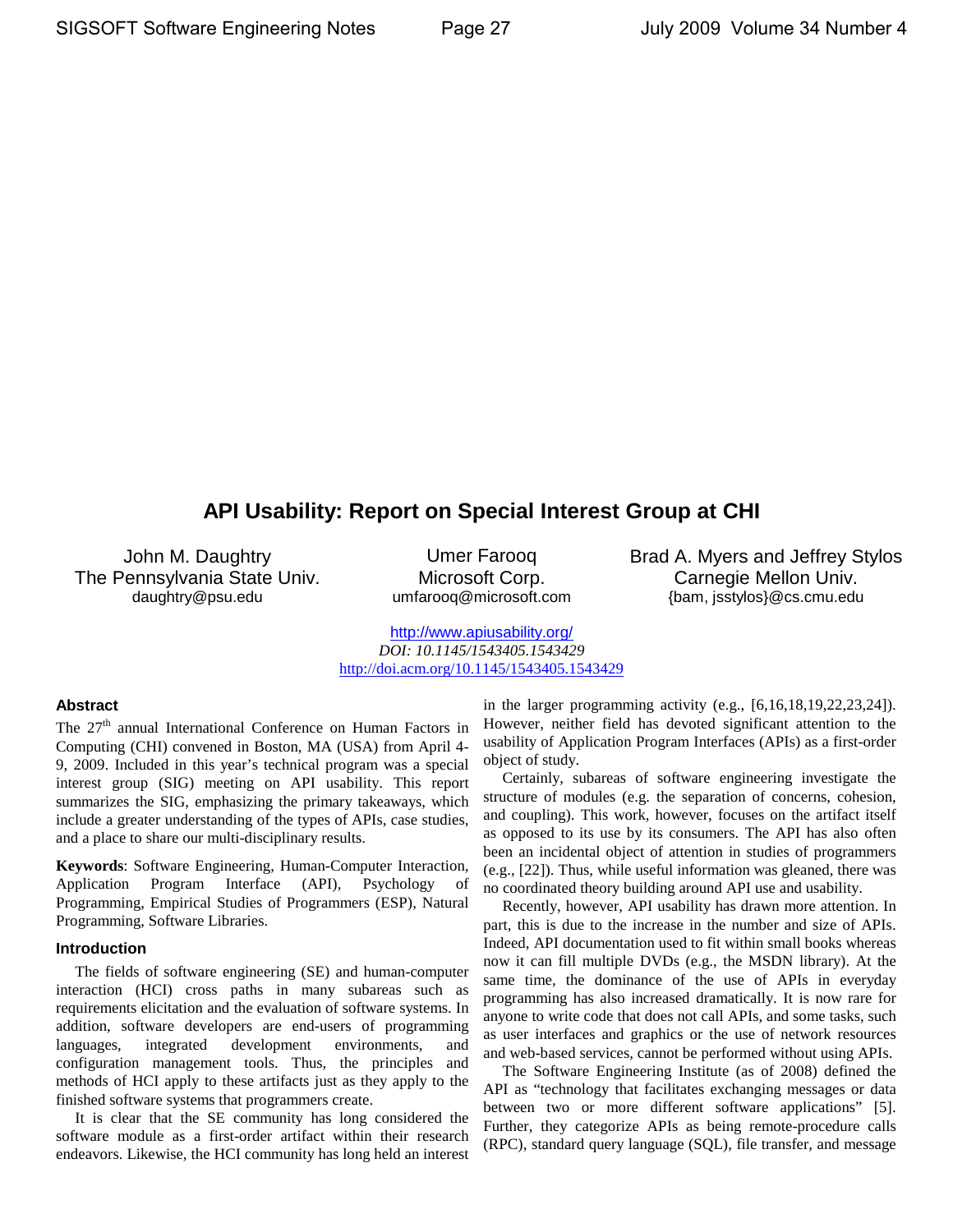# API Usability: Report on Special Interest Group at CHI

John M. Daughtry
The Pennsylvania State Univ.
daughtry@psu.edu

Umer Farooq
Microsoft Corp.
umfarooq@microsoft.com

Brad A. Myers and Jeffrey Stylos
Carnegie Mellon Univ.
{bam, jsstylos}@cs.cmu.edu

http://www.apiusability.org/
*DOI: 10.1145/1543405.1543429*
http://doi.acm.org/10.1145/1543405.1543429

## Abstract

The 27th annual International Conference on Human Factors in Computing (CHI) convened in Boston, MA (USA) from April 4-9, 2009. Included in this year's technical program was a special interest group (SIG) meeting on API usability. This report summarizes the SIG, emphasizing the primary takeaways, which include a greater understanding of the types of APIs, case studies, and a place to share our multi-disciplinary results.

**Keywords**: Software Engineering, Human-Computer Interaction, Application Program Interface (API), Psychology of Programming, Empirical Studies of Programmers (ESP), Natural Programming, Software Libraries.

## Introduction

The fields of software engineering (SE) and human-computer interaction (HCI) cross paths in many subareas such as requirements elicitation and the evaluation of software systems. In addition, software developers are end-users of programming languages, integrated development environments, and configuration management tools. Thus, the principles and methods of HCI apply to these artifacts just as they apply to the finished software systems that programmers create.

It is clear that the SE community has long considered the software module as a first-order artifact within their research endeavors. Likewise, the HCI community has long held an interest in the larger programming activity (e.g., [6,16,18,19,22,23,24]). However, neither field has devoted significant attention to the usability of Application Program Interfaces (APIs) as a first-order object of study.

Certainly, subareas of software engineering investigate the structure of modules (e.g. the separation of concerns, cohesion, and coupling). This work, however, focuses on the artifact itself as opposed to its use by its consumers. The API has also often been an incidental object of attention in studies of programmers (e.g., [22]). Thus, while useful information was gleaned, there was no coordinated theory building around API use and usability.

Recently, however, API usability has drawn more attention. In part, this is due to the increase in the number and size of APIs. Indeed, API documentation used to fit within small books whereas now it can fill multiple DVDs (e.g., the MSDN library). At the same time, the dominance of the use of APIs in everyday programming has also increased dramatically. It is now rare for anyone to write code that does not call APIs, and some tasks, such as user interfaces and graphics or the use of network resources and web-based services, cannot be performed without using APIs.

The Software Engineering Institute (as of 2008) defined the API as "technology that facilitates exchanging messages or data between two or more different software applications" [5]. Further, they categorize APIs as being remote-procedure calls (RPC), standard query language (SQL), file transfer, and message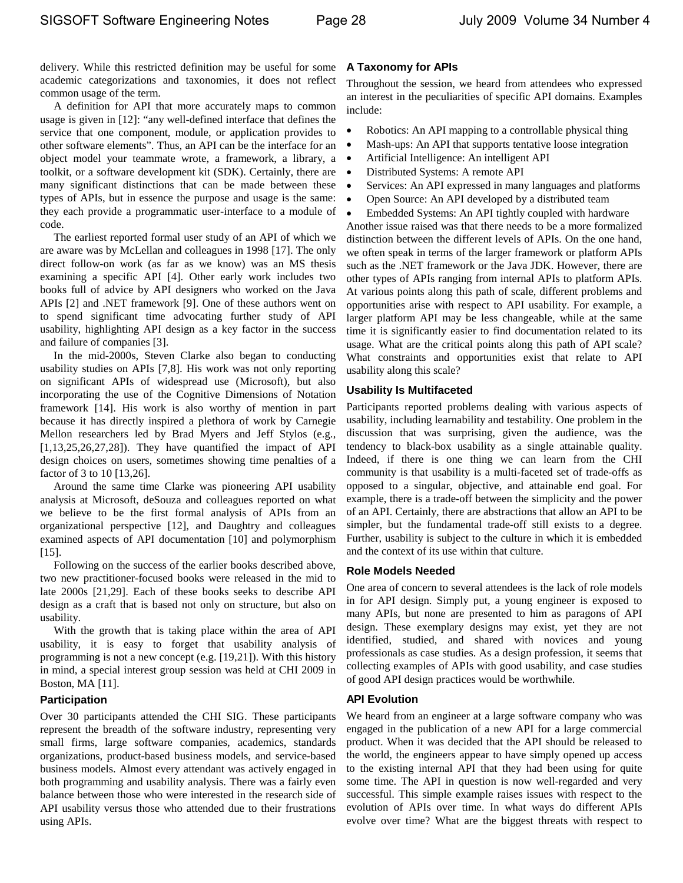delivery. While this restricted definition may be useful for some academic categorizations and taxonomies, it does not reflect common usage of the term.

A definition for API that more accurately maps to common usage is given in [12]: "any well-defined interface that defines the service that one component, module, or application provides to other software elements". Thus, an API can be the interface for an object model your teammate wrote, a framework, a library, a toolkit, or a software development kit (SDK). Certainly, there are many significant distinctions that can be made between these types of APIs, but in essence the purpose and usage is the same: they each provide a programmatic user-interface to a module of code.

The earliest reported formal user study of an API of which we are aware was by McLellan and colleagues in 1998 [17]. The only direct follow-on work (as far as we know) was an MS thesis examining a specific API [4]. Other early work includes two books full of advice by API designers who worked on the Java APIs [2] and .NET framework [9]. One of these authors went on to spend significant time advocating further study of API usability, highlighting API design as a key factor in the success and failure of companies [3].

In the mid-2000s, Steven Clarke also began to conducting usability studies on APIs [7,8]. His work was not only reporting on significant APIs of widespread use (Microsoft), but also incorporating the use of the Cognitive Dimensions of Notation framework [14]. His work is also worthy of mention in part because it has directly inspired a plethora of work by Carnegie Mellon researchers led by Brad Myers and Jeff Stylos (e.g., [1,13,25,26,27,28]). They have quantified the impact of API design choices on users, sometimes showing time penalties of a factor of 3 to 10 [13,26].

Around the same time Clarke was pioneering API usability analysis at Microsoft, deSouza and colleagues reported on what we believe to be the first formal analysis of APIs from an organizational perspective [12], and Daughtry and colleagues examined aspects of API documentation [10] and polymorphism [15].

Following on the success of the earlier books described above, two new practitioner-focused books were released in the mid to late 2000s [21,29]. Each of these books seeks to describe API design as a craft that is based not only on structure, but also on usability.

With the growth that is taking place within the area of API usability, it is easy to forget that usability analysis of programming is not a new concept (e.g. [19,21]). With this history in mind, a special interest group session was held at CHI 2009 in Boston, MA [11].

### Participation

Over 30 participants attended the CHI SIG. These participants represent the breadth of the software industry, representing very small firms, large software companies, academics, standards organizations, product-based business models, and service-based business models. Almost every attendant was actively engaged in both programming and usability analysis. There was a fairly even balance between those who were interested in the research side of API usability versus those who attended due to their frustrations using APIs.

### A Taxonomy for APIs

Throughout the session, we heard from attendees who expressed an interest in the peculiarities of specific API domains. Examples include:

- Robotics: An API mapping to a controllable physical thing
- Mash-ups: An API that supports tentative loose integration
- Artificial Intelligence: An intelligent API
- Distributed Systems: A remote API
- Services: An API expressed in many languages and platforms
- Open Source: An API developed by a distributed team
- Embedded Systems: An API tightly coupled with hardware

Another issue raised was that there needs to be a more formalized distinction between the different levels of APIs. On the one hand, we often speak in terms of the larger framework or platform APIs such as the .NET framework or the Java JDK. However, there are other types of APIs ranging from internal APIs to platform APIs. At various points along this path of scale, different problems and opportunities arise with respect to API usability. For example, a larger platform API may be less changeable, while at the same time it is significantly easier to find documentation related to its usage. What are the critical points along this path of API scale? What constraints and opportunities exist that relate to API usability along this scale?

### Usability Is Multifaceted

Participants reported problems dealing with various aspects of usability, including learnability and testability. One problem in the discussion that was surprising, given the audience, was the tendency to black-box usability as a single attainable quality. Indeed, if there is one thing we can learn from the CHI community is that usability is a multi-faceted set of trade-offs as opposed to a singular, objective, and attainable end goal. For example, there is a trade-off between the simplicity and the power of an API. Certainly, there are abstractions that allow an API to be simpler, but the fundamental trade-off still exists to a degree. Further, usability is subject to the culture in which it is embedded and the context of its use within that culture.

### Role Models Needed

One area of concern to several attendees is the lack of role models in for API design. Simply put, a young engineer is exposed to many APIs, but none are presented to him as paragons of API design. These exemplary designs may exist, yet they are not identified, studied, and shared with novices and young professionals as case studies. As a design profession, it seems that collecting examples of APIs with good usability, and case studies of good API design practices would be worthwhile.

### API Evolution

We heard from an engineer at a large software company who was engaged in the publication of a new API for a large commercial product. When it was decided that the API should be released to the world, the engineers appear to have simply opened up access to the existing internal API that they had been using for quite some time. The API in question is now well-regarded and very successful. This simple example raises issues with respect to the evolution of APIs over time. In what ways do different APIs evolve over time? What are the biggest threats with respect to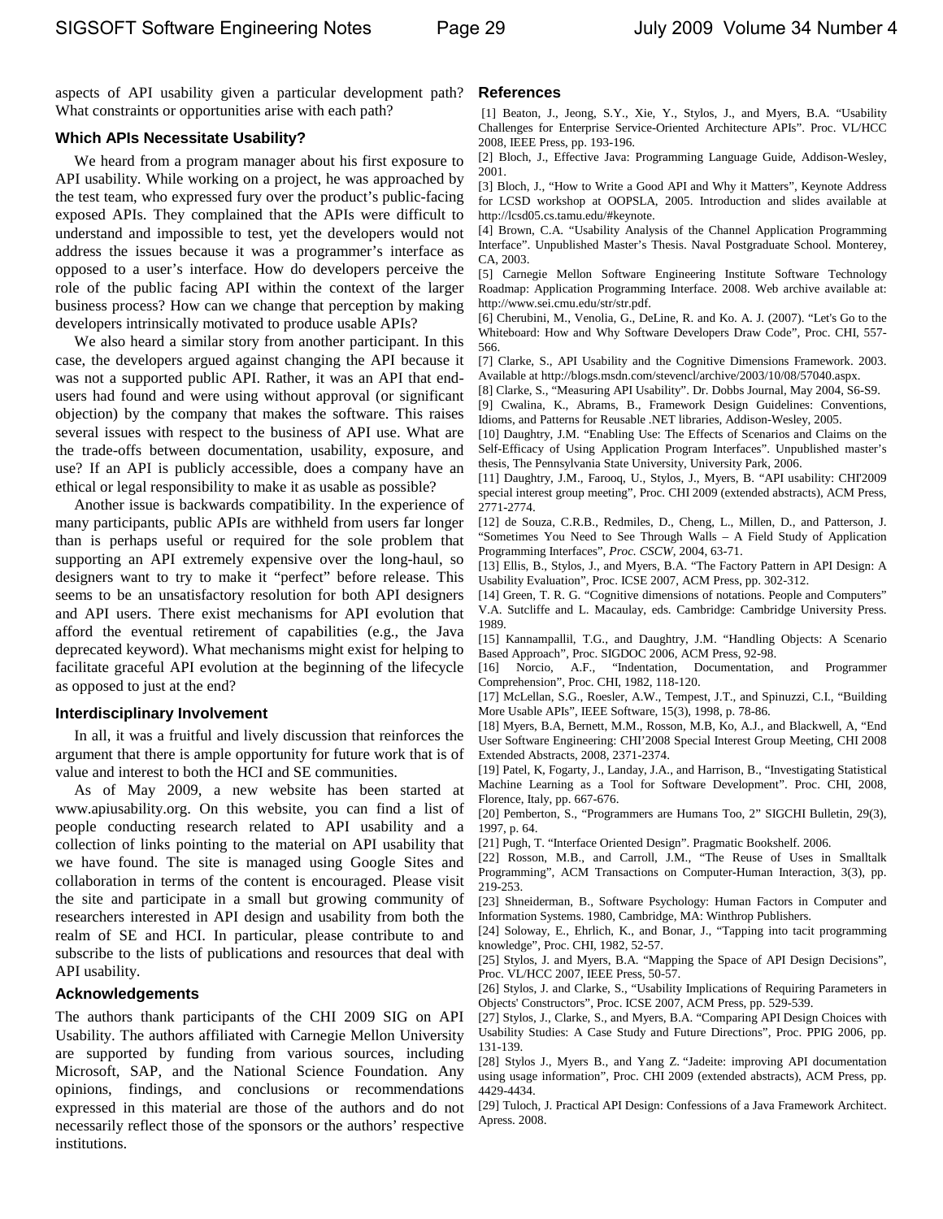aspects of API usability given a particular development path? What constraints or opportunities arise with each path?

### Which APIs Necessitate Usability?

We heard from a program manager about his first exposure to API usability. While working on a project, he was approached by the test team, who expressed fury over the product's public-facing exposed APIs. They complained that the APIs were difficult to understand and impossible to test, yet the developers would not address the issues because it was a programmer's interface as opposed to a user's interface. How do developers perceive the role of the public facing API within the context of the larger business process? How can we change that perception by making developers intrinsically motivated to produce usable APIs?

We also heard a similar story from another participant. In this case, the developers argued against changing the API because it was not a supported public API. Rather, it was an API that end-users had found and were using without approval (or significant objection) by the company that makes the software. This raises several issues with respect to the business of API use. What are the trade-offs between documentation, usability, exposure, and use? If an API is publicly accessible, does a company have an ethical or legal responsibility to make it as usable as possible?

Another issue is backwards compatibility. In the experience of many participants, public APIs are withheld from users far longer than is perhaps useful or required for the sole problem that supporting an API extremely expensive over the long-haul, so designers want to try to make it "perfect" before release. This seems to be an unsatisfactory resolution for both API designers and API users. There exist mechanisms for API evolution that afford the eventual retirement of capabilities (e.g., the Java deprecated keyword). What mechanisms might exist for helping to facilitate graceful API evolution at the beginning of the lifecycle as opposed to just at the end?

### Interdisciplinary Involvement

In all, it was a fruitful and lively discussion that reinforces the argument that there is ample opportunity for future work that is of value and interest to both the HCI and SE communities.

As of May 2009, a new website has been started at www.apiusability.org. On this website, you can find a list of people conducting research related to API usability and a collection of links pointing to the material on API usability that we have found. The site is managed using Google Sites and collaboration in terms of the content is encouraged. Please visit the site and participate in a small but growing community of researchers interested in API design and usability from both the realm of SE and HCI. In particular, please contribute to and subscribe to the lists of publications and resources that deal with API usability.

### Acknowledgements

The authors thank participants of the CHI 2009 SIG on API Usability. The authors affiliated with Carnegie Mellon University are supported by funding from various sources, including Microsoft, SAP, and the National Science Foundation. Any opinions, findings, and conclusions or recommendations expressed in this material are those of the authors and do not necessarily reflect those of the sponsors or the authors' respective institutions.

### References

[1] Beaton, J., Jeong, S.Y., Xie, Y., Stylos, J., and Myers, B.A. "Usability Challenges for Enterprise Service-Oriented Architecture APIs". Proc. VL/HCC 2008, IEEE Press, pp. 193-196.

[2] Bloch, J., Effective Java: Programming Language Guide, Addison-Wesley, 2001.

[3] Bloch, J., "How to Write a Good API and Why it Matters", Keynote Address for LCSD workshop at OOPSLA, 2005. Introduction and slides available at http://lcsd05.cs.tamu.edu/#keynote.

[4] Brown, C.A. "Usability Analysis of the Channel Application Programming Interface". Unpublished Master's Thesis. Naval Postgraduate School. Monterey, CA, 2003.

[5] Carnegie Mellon Software Engineering Institute Software Technology Roadmap: Application Programming Interface. 2008. Web archive available at: http://www.sei.cmu.edu/str/str.pdf.

[6] Cherubini, M., Venolia, G., DeLine, R. and Ko. A. J. (2007). "Let's Go to the Whiteboard: How and Why Software Developers Draw Code", Proc. CHI, 557-566.

[7] Clarke, S., API Usability and the Cognitive Dimensions Framework. 2003. Available at http://blogs.msdn.com/stevencl/archive/2003/10/08/57040.aspx.

[8] Clarke, S., "Measuring API Usability". Dr. Dobbs Journal, May 2004, S6-S9.

[9] Cwalina, K., Abrams, B., Framework Design Guidelines: Conventions, Idioms, and Patterns for Reusable .NET libraries, Addison-Wesley, 2005.

[10] Daughtry, J.M. "Enabling Use: The Effects of Scenarios and Claims on the Self-Efficacy of Using Application Program Interfaces". Unpublished master's thesis, The Pennsylvania State University, University Park, 2006.

[11] Daughtry, J.M., Farooq, U., Stylos, J., Myers, B. "API usability: CHI'2009 special interest group meeting", Proc. CHI 2009 (extended abstracts), ACM Press, 2771-2774.

[12] de Souza, C.R.B., Redmiles, D., Cheng, L., Millen, D., and Patterson, J. "Sometimes You Need to See Through Walls – A Field Study of Application Programming Interfaces", *Proc. CSCW*, 2004, 63-71.

[13] Ellis, B., Stylos, J., and Myers, B.A. "The Factory Pattern in API Design: A Usability Evaluation", Proc. ICSE 2007, ACM Press, pp. 302-312.

[14] Green, T. R. G. "Cognitive dimensions of notations. People and Computers" V.A. Sutcliffe and L. Macaulay, eds. Cambridge: Cambridge University Press. 1989.

[15] Kannampallil, T.G., and Daughtry, J.M. "Handling Objects: A Scenario Based Approach", Proc. SIGDOC 2006, ACM Press, 92-98.

[16] Norcio, A.F., "Indentation, Documentation, and Programmer Comprehension", Proc. CHI, 1982, 118-120.

[17] McLellan, S.G., Roesler, A.W., Tempest, J.T., and Spinuzzi, C.I., "Building More Usable APIs", IEEE Software, 15(3), 1998, p. 78-86.

[18] Myers, B.A, Bernett, M.M., Rosson, M.B, Ko, A.J., and Blackwell, A, "End User Software Engineering: CHI'2008 Special Interest Group Meeting, CHI 2008 Extended Abstracts, 2008, 2371-2374.

[19] Patel, K, Fogarty, J., Landay, J.A., and Harrison, B., "Investigating Statistical Machine Learning as a Tool for Software Development". Proc. CHI, 2008, Florence, Italy, pp. 667-676.

[20] Pemberton, S., "Programmers are Humans Too, 2" SIGCHI Bulletin, 29(3), 1997, p. 64.

[21] Pugh, T. "Interface Oriented Design". Pragmatic Bookshelf. 2006.

[22] Rosson, M.B., and Carroll, J.M., "The Reuse of Uses in Smalltalk Programming", ACM Transactions on Computer-Human Interaction, 3(3), pp. 219-253.

[23] Shneiderman, B., Software Psychology: Human Factors in Computer and Information Systems. 1980, Cambridge, MA: Winthrop Publishers.

[24] Soloway, E., Ehrlich, K., and Bonar, J., "Tapping into tacit programming knowledge", Proc. CHI, 1982, 52-57.

[25] Stylos, J. and Myers, B.A. "Mapping the Space of API Design Decisions", Proc. VL/HCC 2007, IEEE Press, 50-57.

[26] Stylos, J. and Clarke, S., "Usability Implications of Requiring Parameters in Objects' Constructors", Proc. ICSE 2007, ACM Press, pp. 529-539.

[27] Stylos, J., Clarke, S., and Myers, B.A. "Comparing API Design Choices with Usability Studies: A Case Study and Future Directions", Proc. PPIG 2006, pp. 131-139.

[28] Stylos J., Myers B., and Yang Z. "Jadeite: improving API documentation using usage information", Proc. CHI 2009 (extended abstracts), ACM Press, pp. 4429-4434.

[29] Tuloch, J. Practical API Design: Confessions of a Java Framework Architect. Apress. 2008.